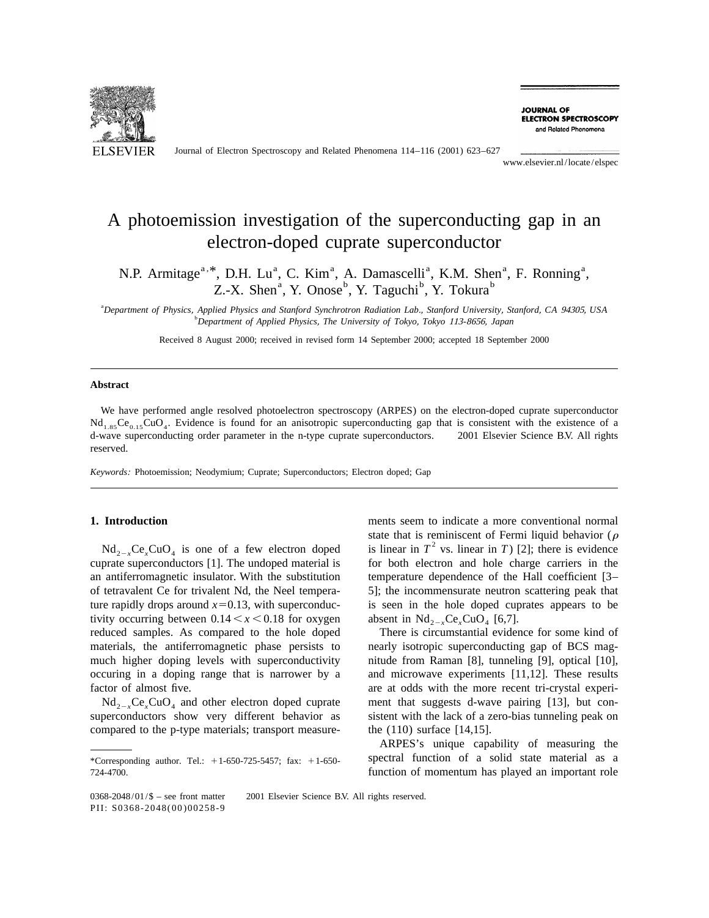# A photoemission investigation of the superconducting gap in an electron-doped cuprate superconductor

N.P. Armitage[a,*], D.H. Lu[a], C. Kim[a], A. Damascelli[a], K.M. Shen[a], F. Ronning[a], Z.-X. Shen[a], Y. Onose[b], Y. Taguchi[b], Y. Tokura[b]

[a]Department of Physics, Applied Physics and Stanford Synchrotron Radiation Lab., Stanford University, Stanford, CA 94305, USA

[b]Department of Applied Physics, The University of Tokyo, Tokyo 113-8656, Japan

Received 8 August 2000; received in revised form 14 September 2000; accepted 18 September 2000

### Abstract

We have performed angle resolved photoelectron spectroscopy (ARPES) on the electron-doped cuprate superconductor $Nd_{1.85}Ce_{0.15}CuO_4$. Evidence is found for an anisotropic superconducting gap that is consistent with the existence of a d-wave superconducting order parameter in the n-type cuprate superconductors. © 2001 Elsevier Science B.V. All rights reserved.

*Keywords:* Photoemission; Neodymium; Cuprate; Superconductors; Electron doped; Gap

## 1. Introduction

$Nd_{2-x}Ce_xCuO_4$ is one of a few electron doped cuprate superconductors [1]. The undoped material is an antiferromagnetic insulator. With the substitution of tetravalent Ce for trivalent Nd, the Neel temperature rapidly drops around $x=0.13$, with superconductivity occurring between $0.14<x<0.18$ for oxygen reduced samples. As compared to the hole doped materials, the antiferromagnetic phase persists to much higher doping levels with superconductivity occuring in a doping range that is narrower by a factor of almost five.

$Nd_{2-x}Ce_xCuO_4$ and other electron doped cuprate superconductors show very different behavior as compared to the p-type materials; transport measurements seem to indicate a more conventional normal state that is reminiscent of Fermi liquid behavior ($\rho$ is linear in $T^2$ vs. linear in $T$) [2]; there is evidence for both electron and hole charge carriers in the temperature dependence of the Hall coefficient [3–5]; the incommensurate neutron scattering peak that is seen in the hole doped cuprates appears to be absent in $Nd_{2-x}Ce_xCuO_4$ [6,7].

There is circumstantial evidence for some kind of nearly isotropic superconducting gap of BCS magnitude from Raman [8], tunneling [9], optical [10], and microwave experiments [11,12]. These results are at odds with the more recent tri-crystal experiment that suggests d-wave pairing [13], but consistent with the lack of a zero-bias tunneling peak on the (110) surface [14,15].

ARPES's unique capability of measuring the spectral function of a solid state material as a function of momentum has played an important role

*Corresponding author. Tel.: +1-650-725-5457; fax: +1-650-724-4700.

0368-2048/01/$ – see front matter © 2001 Elsevier Science B.V. All rights reserved.
PII: S0368-2048(00)00258-9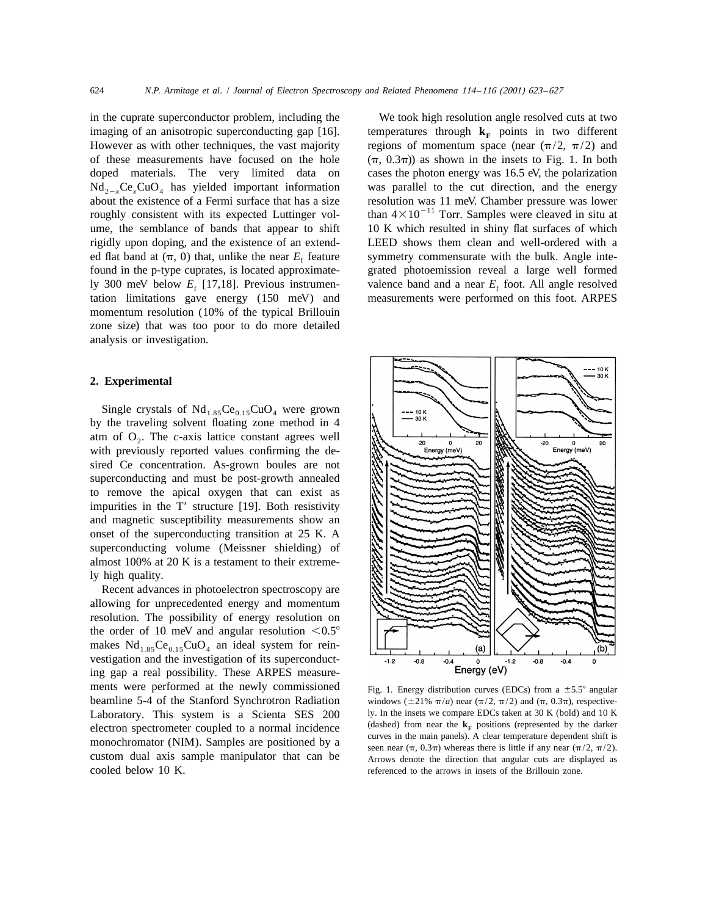in the cuprate superconductor problem, including the imaging of an anisotropic superconducting gap [16]. However as with other techniques, the vast majority of these measurements have focused on the hole doped materials. The very limited data on $Nd_{2-x}Ce_xCuO_4$ has yielded important information about the existence of a Fermi surface that has a size roughly consistent with its expected Luttinger volume, the semblance of bands that appear to shift rigidly upon doping, and the existence of an extended flat band at ($\pi$, 0) that, unlike the near $E_f$ feature found in the p-type cuprates, is located approximately 300 meV below $E_f$ [17,18]. Previous instrumentation limitations gave energy (150 meV) and momentum resolution (10% of the typical Brillouin zone size) that was too poor to do more detailed analysis or investigation.

## 2. Experimental

Single crystals of $Nd_{1.85}Ce_{0.15}CuO_4$ were grown by the traveling solvent floating zone method in 4 atm of $O_2$. The *c*-axis lattice constant agrees well with previously reported values confirming the desired Ce concentration. As-grown boules are not superconducting and must be post-growth annealed to remove the apical oxygen that can exist as impurities in the T' structure [19]. Both resistivity and magnetic susceptibility measurements show an onset of the superconducting transition at 25 K. A superconducting volume (Meissner shielding) of almost 100% at 20 K is a testament to their extremely high quality.

Recent advances in photoelectron spectroscopy are allowing for unprecedented energy and momentum resolution. The possibility of energy resolution on the order of 10 meV and angular resolution $<0.5°$ makes $Nd_{1.85}Ce_{0.15}CuO_4$ an ideal system for reinvestigation and the investigation of its superconducting gap a real possibility. These ARPES measurements were performed at the newly commissioned beamline 5-4 of the Stanford Synchrotron Radiation Laboratory. This system is a Scienta SES 200 electron spectrometer coupled to a normal incidence monochromator (NIM). Samples are positioned by a custom dual axis sample manipulator that can be cooled below 10 K.

We took high resolution angle resolved cuts at two temperatures through $\mathbf{k_F}$ points in two different regions of momentum space (near ($\pi/2$, $\pi/2$) and ($\pi$, 0.3$\pi$)) as shown in the insets to Fig. 1. In both cases the photon energy was 16.5 eV, the polarization was parallel to the cut direction, and the energy resolution was 11 meV. Chamber pressure was lower than $4\times10^{-11}$ Torr. Samples were cleaved in situ at 10 K which resulted in shiny flat surfaces of which LEED shows them clean and well-ordered with a symmetry commensurate with the bulk. Angle integrated photoemission reveal a large well formed valence band and a near $E_f$ foot. All angle resolved measurements were performed on this foot. ARPES

Fig. 1. Energy distribution curves (EDCs) from a ±5.5° angular windows (±21% $\pi/a$) near ($\pi/2$, $\pi/2$) and ($\pi$, 0.3$\pi$), respectively. In the insets we compare EDCs taken at 30 K (bold) and 10 K (dashed) from near the $\mathbf{k_F}$ positions (represented by the darker curves in the main panels). A clear temperature dependent shift is seen near ($\pi$, 0.3$\pi$) whereas there is little if any near ($\pi/2$, $\pi/2$). Arrows denote the direction that angular cuts are displayed as referenced to the arrows in insets of the Brillouin zone.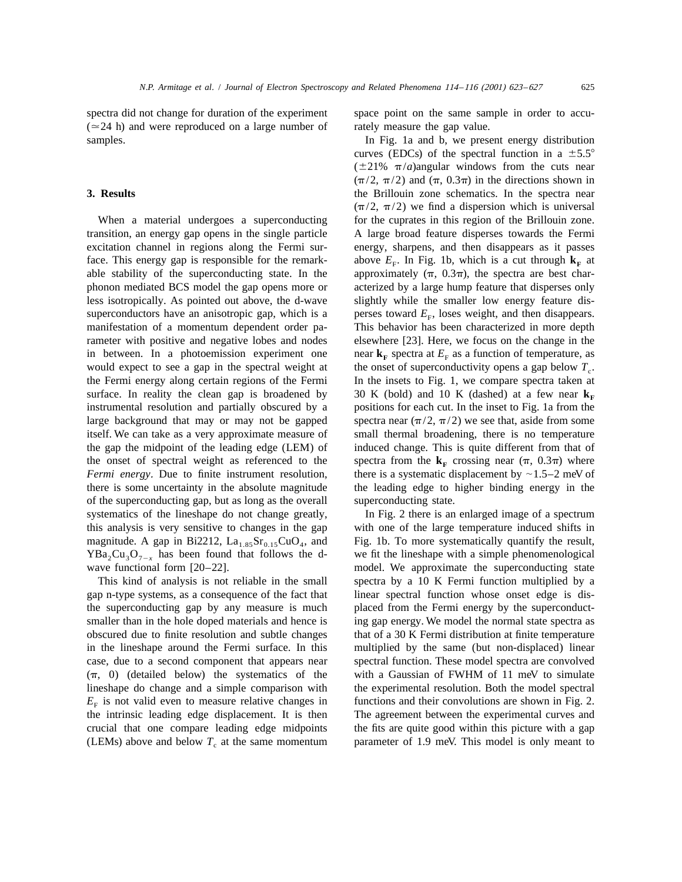spectra did not change for duration of the experiment ($\simeq$24 h) and were reproduced on a large number of samples.

## 3. Results

When a material undergoes a superconducting transition, an energy gap opens in the single particle excitation channel in regions along the Fermi surface. This energy gap is responsible for the remarkable stability of the superconducting state. In the phonon mediated BCS model the gap opens more or less isotropically. As pointed out above, the d-wave superconductors have an anisotropic gap, which is a manifestation of a momentum dependent order parameter with positive and negative lobes and nodes in between. In a photoemission experiment one would expect to see a gap in the spectral weight at the Fermi energy along certain regions of the Fermi surface. In reality the clean gap is broadened by instrumental resolution and partially obscured by a large background that may or may not be gapped itself. We can take as a very approximate measure of the gap the midpoint of the leading edge (LEM) of the onset of spectral weight as referenced to the *Fermi energy*. Due to finite instrument resolution, there is some uncertainty in the absolute magnitude of the superconducting gap, but as long as the overall systematics of the lineshape do not change greatly, this analysis is very sensitive to changes in the gap magnitude. A gap in Bi2212, $La_{1.85}Sr_{0.15}CuO_4$, and $YBa_2Cu_3O_{7-x}$ has been found that follows the d-wave functional form [20–22].

This kind of analysis is not reliable in the small gap n-type systems, as a consequence of the fact that the superconducting gap by any measure is much smaller than in the hole doped materials and hence is obscured due to finite resolution and subtle changes in the lineshape around the Fermi surface. In this case, due to a second component that appears near ($\pi$, 0) (detailed below) the systematics of the lineshape do change and a simple comparison with $E_F$ is not valid even to measure relative changes in the intrinsic leading edge displacement. It is then crucial that one compare leading edge midpoints (LEMs) above and below $T_c$ at the same momentum space point on the same sample in order to accurately measure the gap value.

In Fig. 1a and b, we present energy distribution curves (EDCs) of the spectral function in a $\pm5.5°$ ($\pm21\%$ $\pi/a$)angular windows from the cuts near ($\pi/2$, $\pi/2$) and ($\pi$, 0.3$\pi$) in the directions shown in the Brillouin zone schematics. In the spectra near ($\pi/2$, $\pi/2$) we find a dispersion which is universal for the cuprates in this region of the Brillouin zone. A large broad feature disperses towards the Fermi energy, sharpens, and then disappears as it passes above $E_F$. In Fig. 1b, which is a cut through $\mathbf{k_F}$ at approximately ($\pi$, 0.3$\pi$), the spectra are best characterized by a large hump feature that disperses only slightly while the smaller low energy feature disperses toward $E_F$, loses weight, and then disappears. This behavior has been characterized in more depth elsewhere [23]. Here, we focus on the change in the near $\mathbf{k_F}$ spectra at $E_F$ as a function of temperature, as the onset of superconductivity opens a gap below $T_c$. In the insets to Fig. 1, we compare spectra taken at 30 K (bold) and 10 K (dashed) at a few near $\mathbf{k_F}$ positions for each cut. In the inset to Fig. 1a from the spectra near ($\pi/2$, $\pi/2$) we see that, aside from some small thermal broadening, there is no temperature induced change. This is quite different from that of spectra from the $\mathbf{k_F}$ crossing near ($\pi$, 0.3$\pi$) where there is a systematic displacement by ~1.5–2 meV of the leading edge to higher binding energy in the superconducting state.

In Fig. 2 there is an enlarged image of a spectrum with one of the large temperature induced shifts in Fig. 1b. To more systematically quantify the result, we fit the lineshape with a simple phenomenological model. We approximate the superconducting state spectra by a 10 K Fermi function multiplied by a linear spectral function whose onset edge is displaced from the Fermi energy by the superconducting gap energy. We model the normal state spectra as that of a 30 K Fermi distribution at finite temperature multiplied by the same (but non-displaced) linear spectral function. These model spectra are convolved with a Gaussian of FWHM of 11 meV to simulate the experimental resolution. Both the model spectral functions and their convolutions are shown in Fig. 2. The agreement between the experimental curves and the fits are quite good within this picture with a gap parameter of 1.9 meV. This model is only meant to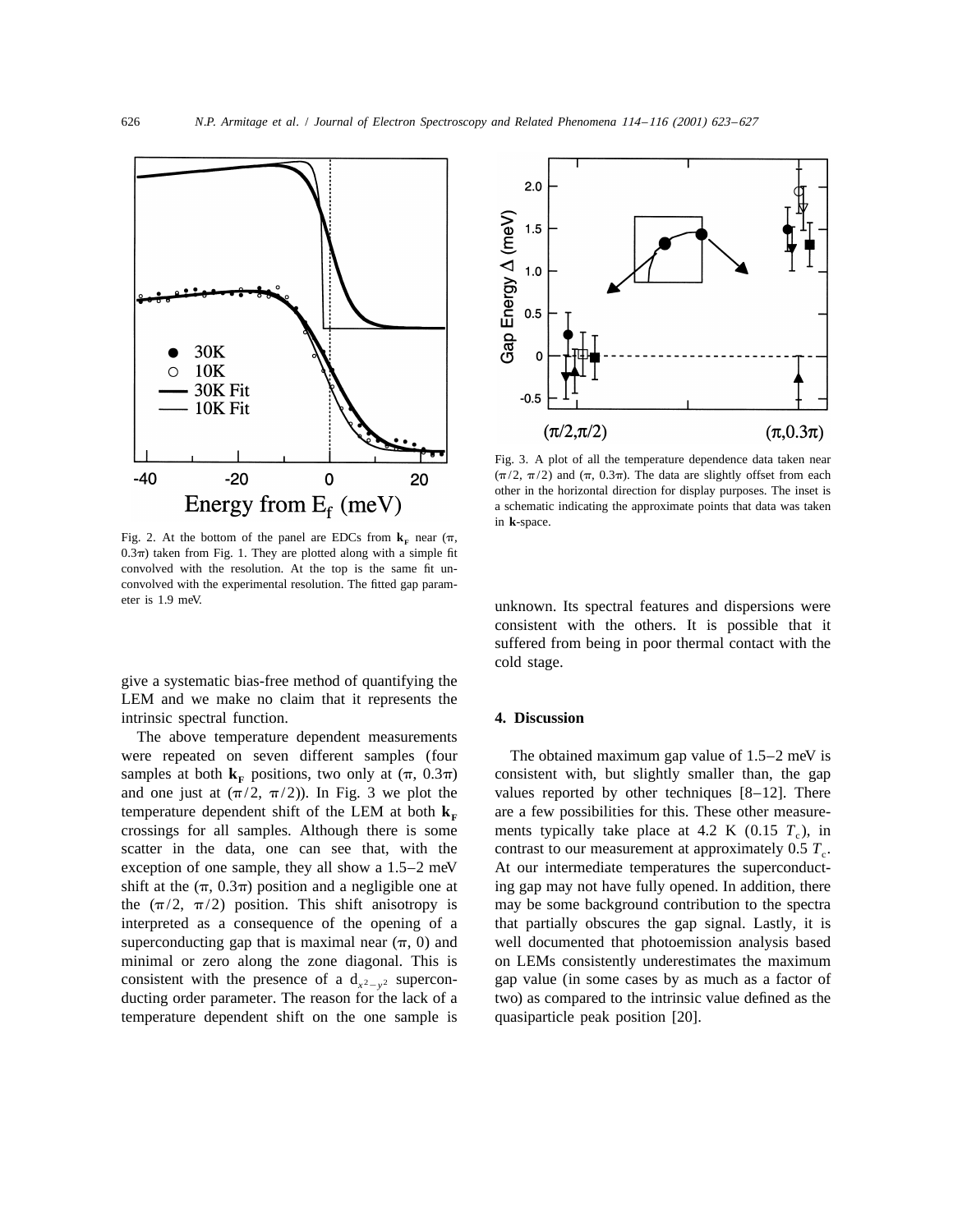Fig. 2. At the bottom of the panel are EDCs from $\mathbf{k}_F$ near ($\pi$, $0.3\pi$) taken from Fig. 1. They are plotted along with a simple fit convolved with the resolution. At the top is the same fit unconvolved with the experimental resolution. The fitted gap parameter is 1.9 meV.

Fig. 3. A plot of all the temperature dependence data taken near ($\pi/2$, $\pi/2$) and ($\pi$, $0.3\pi$). The data are slightly offset from each other in the horizontal direction for display purposes. The inset is a schematic indicating the approximate points that data was taken in **k**-space.

give a systematic bias-free method of quantifying the LEM and we make no claim that it represents the intrinsic spectral function.

The above temperature dependent measurements were repeated on seven different samples (four samples at both $\mathbf{k}_F$ positions, two only at ($\pi$, $0.3\pi$) and one just at ($\pi/2$, $\pi/2$)). In Fig. 3 we plot the temperature dependent shift of the LEM at both $\mathbf{k}_F$ crossings for all samples. Although there is some scatter in the data, one can see that, with the exception of one sample, they all show a 1.5–2 meV shift at the ($\pi$, $0.3\pi$) position and a negligible one at the ($\pi/2$, $\pi/2$) position. This shift anisotropy is interpreted as a consequence of the opening of a superconducting gap that is maximal near ($\pi$, 0) and minimal or zero along the zone diagonal. This is consistent with the presence of a $d_{x^2-y^2}$ superconducting order parameter. The reason for the lack of a temperature dependent shift on the one sample is unknown. Its spectral features and dispersions were consistent with the others. It is possible that it suffered from being in poor thermal contact with the cold stage.

## 4. Discussion

The obtained maximum gap value of 1.5–2 meV is consistent with, but slightly smaller than, the gap values reported by other techniques [8–12]. There are a few possibilities for this. These other measurements typically take place at 4.2 K (0.15 $T_c$), in contrast to our measurement at approximately 0.5 $T_c$. At our intermediate temperatures the superconducting gap may not have fully opened. In addition, there may be some background contribution to the spectra that partially obscures the gap signal. Lastly, it is well documented that photoemission analysis based on LEMs consistently underestimates the maximum gap value (in some cases by as much as a factor of two) as compared to the intrinsic value defined as the quasiparticle peak position [20].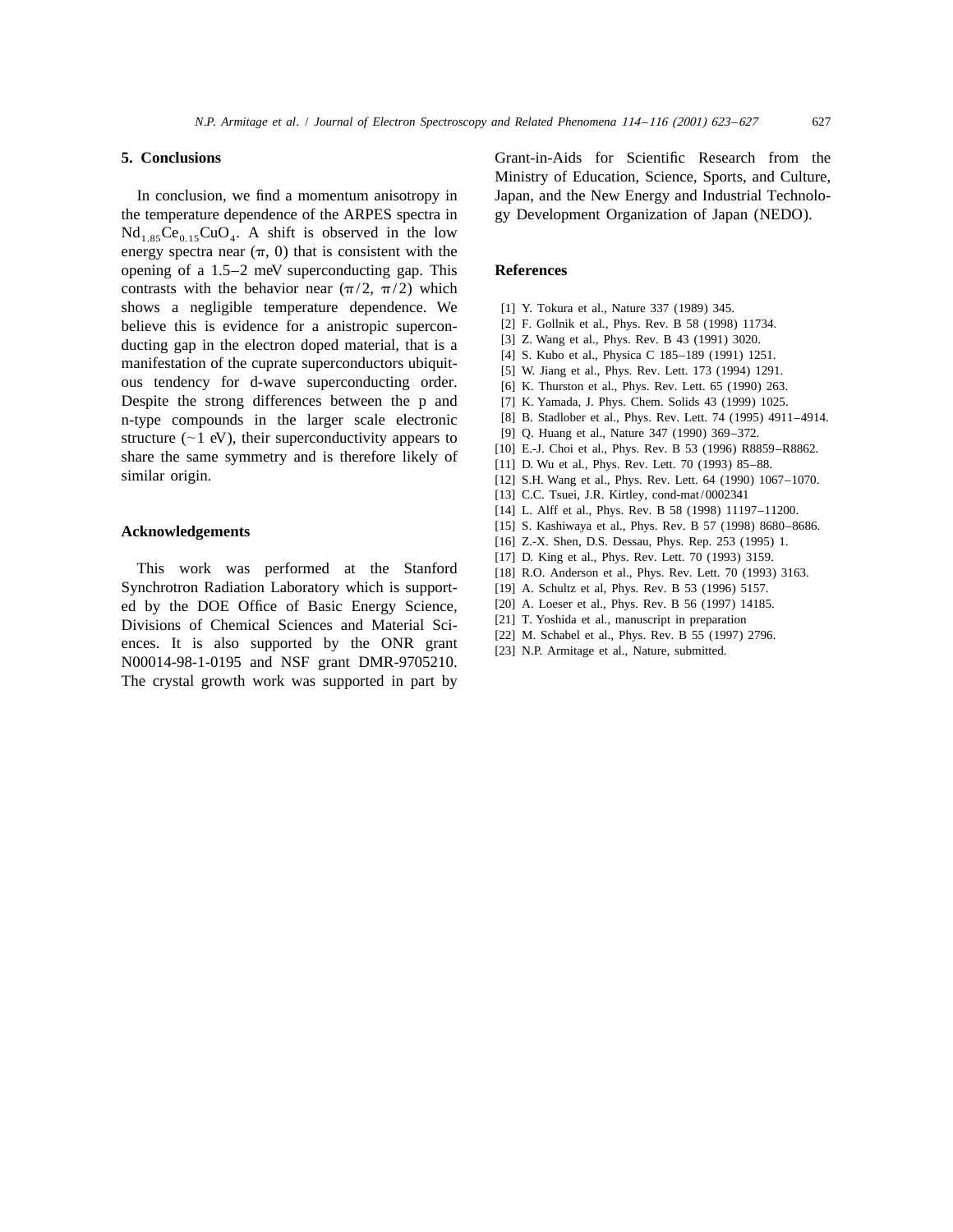## 5. Conclusions

In conclusion, we find a momentum anisotropy in the temperature dependence of the ARPES spectra in $Nd_{1.85}Ce_{0.15}CuO_4$. A shift is observed in the low energy spectra near ($\pi$, 0) that is consistent with the opening of a 1.5–2 meV superconducting gap. This contrasts with the behavior near ($\pi/2$, $\pi/2$) which shows a negligible temperature dependence. We believe this is evidence for a anistropic superconducting gap in the electron doped material, that is a manifestation of the cuprate superconductors ubiquitous tendency for d-wave superconducting order. Despite the strong differences between the p and n-type compounds in the larger scale electronic structure (~1 eV), their superconductivity appears to share the same symmetry and is therefore likely of similar origin.

## Acknowledgements

This work was performed at the Stanford Synchrotron Radiation Laboratory which is supported by the DOE Office of Basic Energy Science, Divisions of Chemical Sciences and Material Sciences. It is also supported by the ONR grant N00014-98-1-0195 and NSF grant DMR-9705210. The crystal growth work was supported in part by Grant-in-Aids for Scientific Research from the Ministry of Education, Science, Sports, and Culture, Japan, and the New Energy and Industrial Technology Development Organization of Japan (NEDO).

## References

[1] Y. Tokura et al., Nature 337 (1989) 345.
[2] F. Gollnik et al., Phys. Rev. B 58 (1998) 11734.
[3] Z. Wang et al., Phys. Rev. B 43 (1991) 3020.
[4] S. Kubo et al., Physica C 185–189 (1991) 1251.
[5] W. Jiang et al., Phys. Rev. Lett. 173 (1994) 1291.
[6] K. Thurston et al., Phys. Rev. Lett. 65 (1990) 263.
[7] K. Yamada, J. Phys. Chem. Solids 43 (1999) 1025.
[8] B. Stadlober et al., Phys. Rev. Lett. 74 (1995) 4911–4914.
[9] Q. Huang et al., Nature 347 (1990) 369–372.
[10] E.-J. Choi et al., Phys. Rev. B 53 (1996) R8859–R8862.
[11] D. Wu et al., Phys. Rev. Lett. 70 (1993) 85–88.
[12] S.H. Wang et al., Phys. Rev. Lett. 64 (1990) 1067–1070.
[13] C.C. Tsuei, J.R. Kirtley, cond-mat/0002341
[14] L. Alff et al., Phys. Rev. B 58 (1998) 11197–11200.
[15] S. Kashiwaya et al., Phys. Rev. B 57 (1998) 8680–8686.
[16] Z.-X. Shen, D.S. Dessau, Phys. Rep. 253 (1995) 1.
[17] D. King et al., Phys. Rev. Lett. 70 (1993) 3159.
[18] R.O. Anderson et al., Phys. Rev. Lett. 70 (1993) 3163.
[19] A. Schultz et al, Phys. Rev. B 53 (1996) 5157.
[20] A. Loeser et al., Phys. Rev. B 56 (1997) 14185.
[21] T. Yoshida et al., manuscript in preparation
[22] M. Schabel et al., Phys. Rev. B 55 (1997) 2796.
[23] N.P. Armitage et al., Nature, submitted.